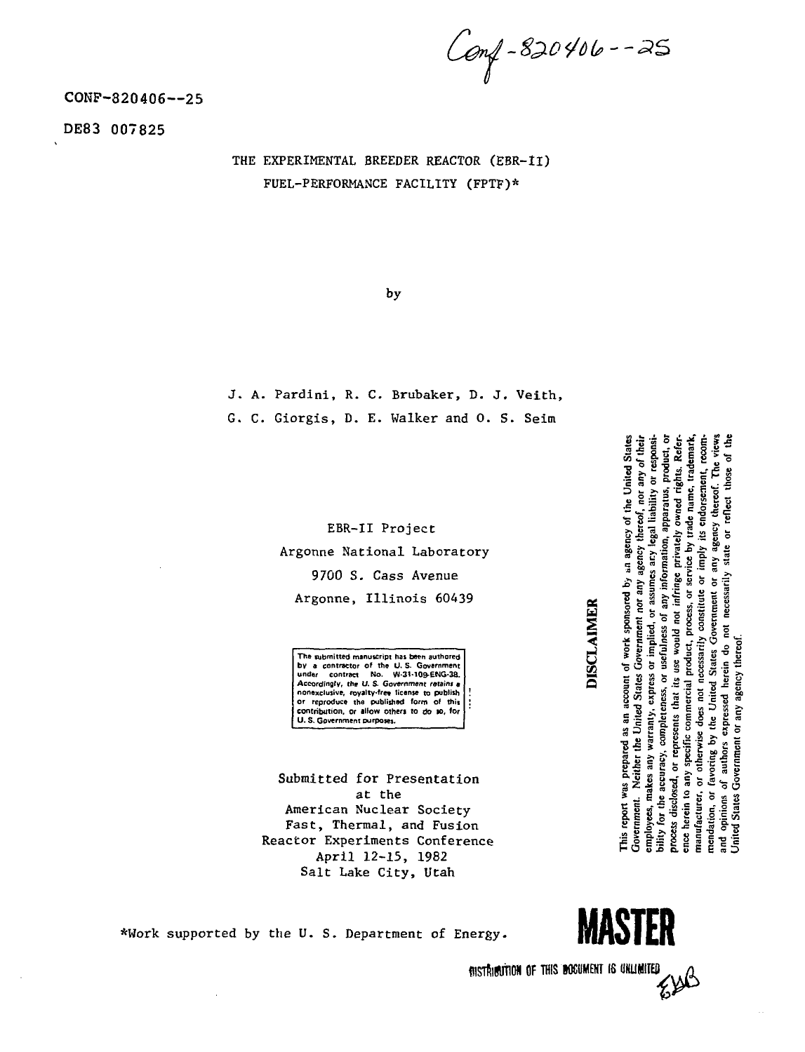Conf-820406--25

CONF-820406--25

DE83 007825

# THE EXPERIMENTAL BREEDER REACTOR (EBR-II) FUEL-PERFORMANCE FACILITY (FPTF)*

by

J. A. Pardini, R. C. Brubaker, D. J. Veith,
G. C. Giorgis, D. E. Walker and O. S. Seim

EBR-II Project
Argonne National Laboratory
9700 S. Cass Avenue
Argonne, Illinois 60439

The submitted manuscript has been authored by a contractor of the U. S. Government under contract No. W-31-109-ENG-38. Accordingly, the U. S. Government retains a nonexclusive, royalty-free license to publish or reproduce the published form of this contribution, or allow others to do so, for U. S. Government purposes.

Submitted for Presentation
at the
American Nuclear Society
Fast, Thermal, and Fusion
Reactor Experiments Conference
April 12-15, 1982
Salt Lake City, Utah

**DISCLAIMER**

This report was prepared as an account of work sponsored by an agency of the United States Government. Neither the United States Government nor any agency thereof, nor any of their employees, makes any warranty, express or implied, or assumes any legal liability or responsibility for the accuracy, completeness, or usefulness of any information, apparatus, product, or process disclosed, or represents that its use would not infringe privately owned rights. Reference herein to any specific commercial product, process, or service by trade name, trademark, manufacturer, or otherwise does not necessarily constitute or imply its endorsement, recommendation, or favoring by the United States Government or any agency thereof. The views and opinions of authors expressed herein do not necessarily state or reflect those of the United States Government or any agency thereof.

*Work supported by the U. S. Department of Energy.

**MASTER**

DISTRIBUTION OF THIS DOCUMENT IS UNLIMITED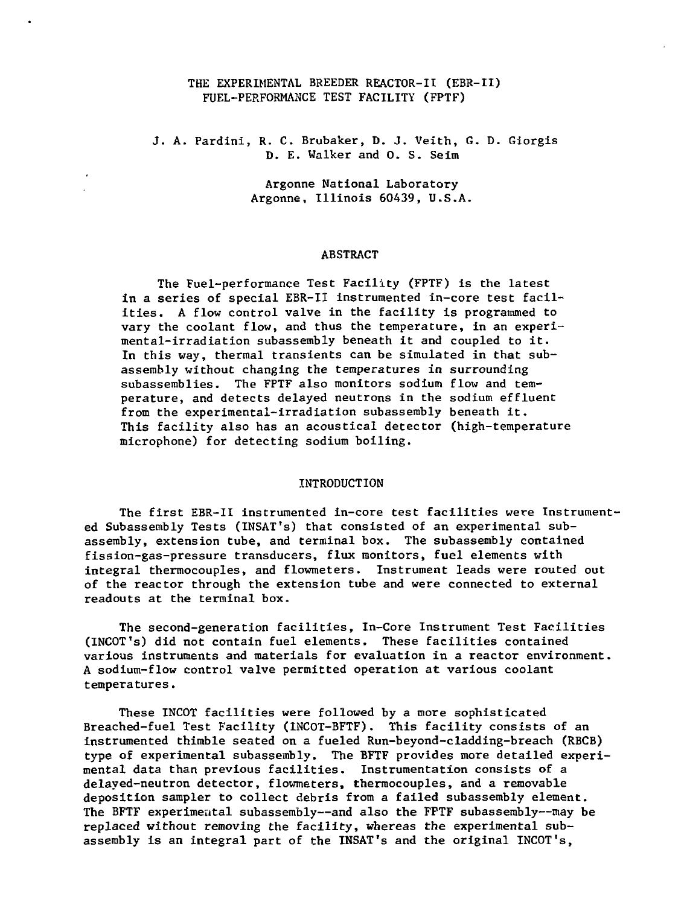# THE EXPERIMENTAL BREEDER REACTOR-II (EBR-II) FUEL-PERFORMANCE TEST FACILITY (FPTF)

J. A. Pardini, R. C. Brubaker, D. J. Veith, G. D. Giorgis
D. E. Walker and O. S. Seim

Argonne National Laboratory
Argonne, Illinois 60439, U.S.A.

## ABSTRACT

The Fuel-performance Test Facility (FPTF) is the latest in a series of special EBR-II instrumented in-core test facilities. A flow control valve in the facility is programmed to vary the coolant flow, and thus the temperature, in an experimental-irradiation subassembly beneath it and coupled to it. In this way, thermal transients can be simulated in that subassembly without changing the temperatures in surrounding subassemblies. The FPTF also monitors sodium flow and temperature, and detects delayed neutrons in the sodium effluent from the experimental-irradiation subassembly beneath it. This facility also has an acoustical detector (high-temperature microphone) for detecting sodium boiling.

## INTRODUCTION

The first EBR-II instrumented in-core test facilities were Instrumented Subassembly Tests (INSAT's) that consisted of an experimental subassembly, extension tube, and terminal box. The subassembly contained fission-gas-pressure transducers, flux monitors, fuel elements with integral thermocouples, and flowmeters. Instrument leads were routed out of the reactor through the extension tube and were connected to external readouts at the terminal box.

The second-generation facilities, In-Core Instrument Test Facilities (INCOT's) did not contain fuel elements. These facilities contained various instruments and materials for evaluation in a reactor environment. A sodium-flow control valve permitted operation at various coolant temperatures.

These INCOT facilities were followed by a more sophisticated Breached-fuel Test Facility (INCOT-BFTF). This facility consists of an instrumented thimble seated on a fueled Run-beyond-cladding-breach (RBCB) type of experimental subassembly. The BFTF provides more detailed experimental data than previous facilities. Instrumentation consists of a delayed-neutron detector, flowmeters, thermocouples, and a removable deposition sampler to collect debris from a failed subassembly element. The BFTF experimental subassembly--and also the FPTF subassembly--may be replaced without removing the facility, whereas the experimental subassembly is an integral part of the INSAT's and the original INCOT's,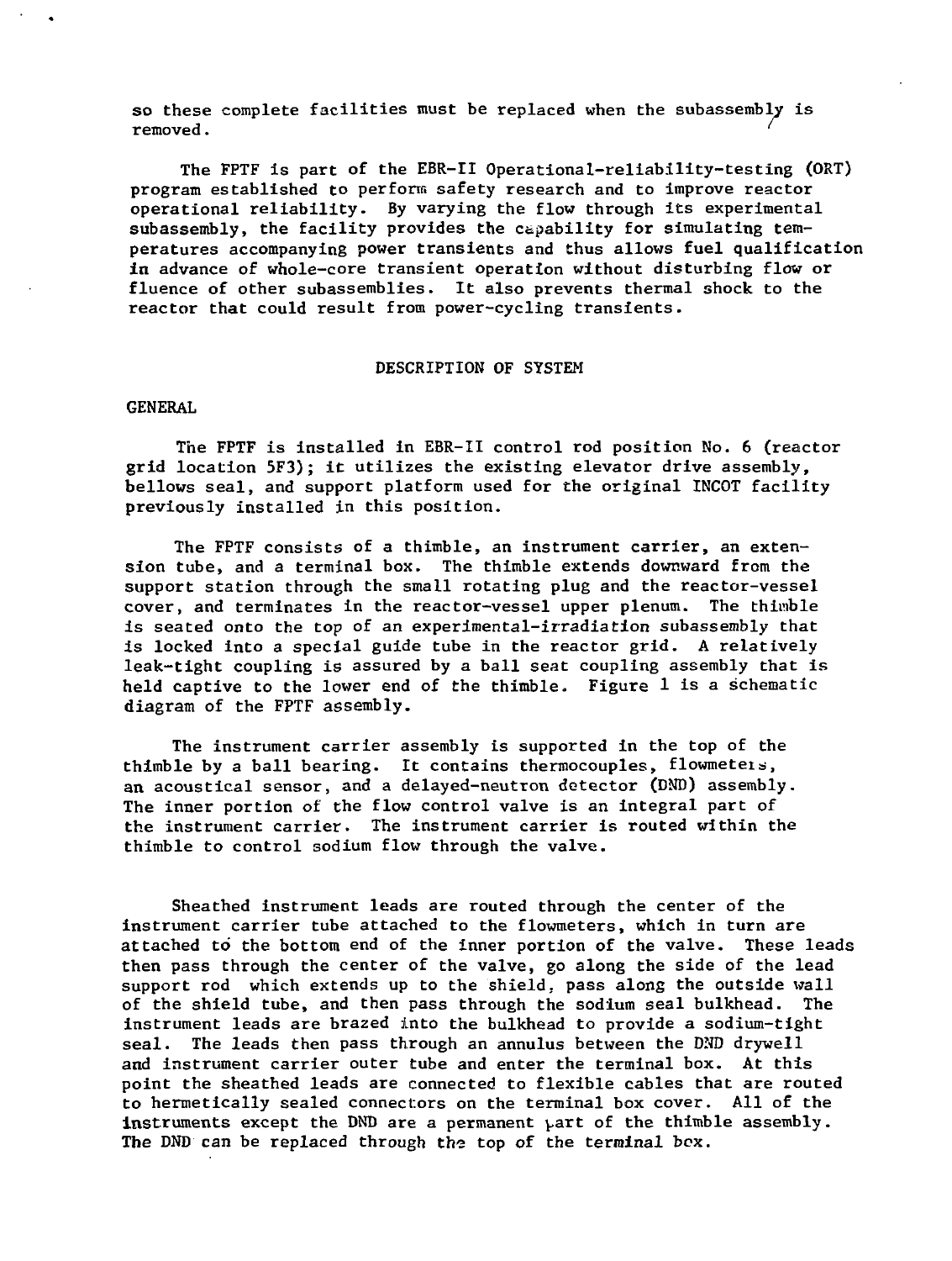so these complete facilities must be replaced when the subassembly is removed.

The FPTF is part of the EBR-II Operational-reliability-testing (ORT) program established to perform safety research and to improve reactor operational reliability. By varying the flow through its experimental subassembly, the facility provides the capability for simulating temperatures accompanying power transients and thus allows fuel qualification in advance of whole-core transient operation without disturbing flow or fluence of other subassemblies. It also prevents thermal shock to the reactor that could result from power-cycling transients.

## DESCRIPTION OF SYSTEM

### GENERAL

The FPTF is installed in EBR-II control rod position No. 6 (reactor grid location 5F3); it utilizes the existing elevator drive assembly, bellows seal, and support platform used for the original INCOT facility previously installed in this position.

The FPTF consists of a thimble, an instrument carrier, an extension tube, and a terminal box. The thimble extends downward from the support station through the small rotating plug and the reactor-vessel cover, and terminates in the reactor-vessel upper plenum. The thimble is seated onto the top of an experimental-irradiation subassembly that is locked into a special guide tube in the reactor grid. A relatively leak-tight coupling is assured by a ball seat coupling assembly that is held captive to the lower end of the thimble. Figure 1 is a schematic diagram of the FPTF assembly.

The instrument carrier assembly is supported in the top of the thimble by a ball bearing. It contains thermocouples, flowmeters, an acoustical sensor, and a delayed-neutron detector (DND) assembly. The inner portion of the flow control valve is an integral part of the instrument carrier. The instrument carrier is routed within the thimble to control sodium flow through the valve.

Sheathed instrument leads are routed through the center of the instrument carrier tube attached to the flowmeters, which in turn are attached to the bottom end of the inner portion of the valve. These leads then pass through the center of the valve, go along the side of the lead support rod which extends up to the shield, pass along the outside wall of the shield tube, and then pass through the sodium seal bulkhead. The instrument leads are brazed into the bulkhead to provide a sodium-tight seal. The leads then pass through an annulus between the DND drywell and instrument carrier outer tube and enter the terminal box. At this point the sheathed leads are connected to flexible cables that are routed to hermetically sealed connectors on the terminal box cover. All of the instruments except the DND are a permanent part of the thimble assembly. The DND can be replaced through the top of the terminal box.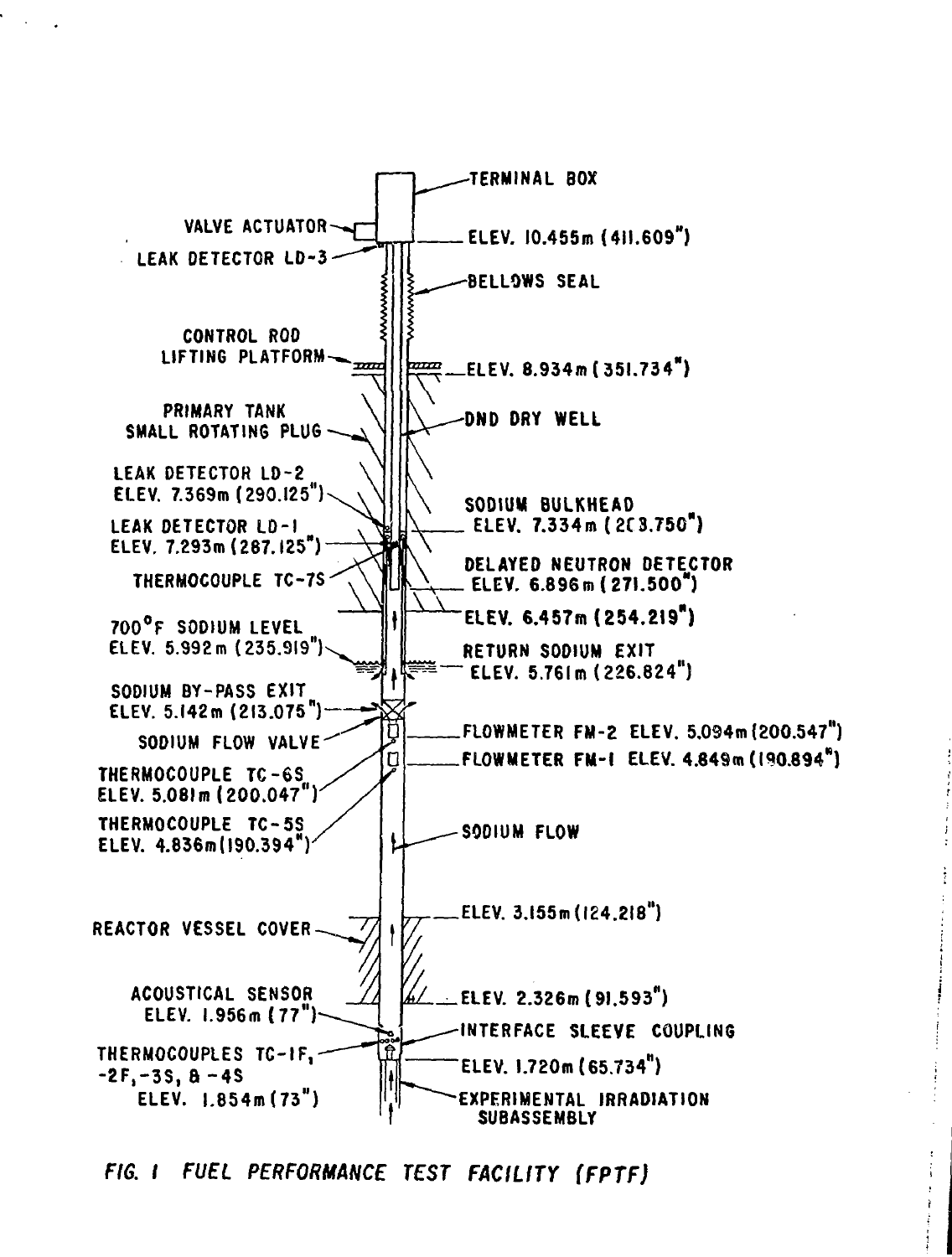TERMINAL BOX

VALVE ACTUATOR

ELEV. 10.455m (411.609")

LEAK DETECTOR LD-3

BELLOWS SEAL

CONTROL ROD LIFTING PLATFORM

ELEV. 8.934m (351.734")

PRIMARY TANK SMALL ROTATING PLUG

DND DRY WELL

LEAK DETECTOR LD-2 ELEV. 7.369m (290.125")

SODIUM BULKHEAD ELEV. 7.334m (2C3.750")

LEAK DETECTOR LD-1 ELEV. 7.293m (287.125")

THERMOCOUPLE TC-7S

DELAYED NEUTRON DETECTOR ELEV. 6.896m (271.500")

ELEV. 6.457m (254.219")

700°F SODIUM LEVEL ELEV. 5.992m (235.919")

RETURN SODIUM EXIT ELEV. 5.761m (226.824")

SODIUM BY-PASS EXIT ELEV. 5.142m (213.075")

SODIUM FLOW VALVE

FLOWMETER FM-2 ELEV. 5.094m (200.547")

FLOWMETER FM-1 ELEV. 4.849m (190.894")

THERMOCOUPLE TC-6S ELEV. 5.081m (200.047")

THERMOCOUPLE TC-5S ELEV. 4.836m (190.394")

SODIUM FLOW

ELEV. 3.155m (124.218")

REACTOR VESSEL COVER

ELEV. 2.326m (91.593")

ACOUSTICAL SENSOR ELEV. 1.956m (77")

INTERFACE SLEEVE COUPLING

THERMOCOUPLES TC-1F, -2F, -3S, & -4S ELEV. 1.854m (73")

ELEV. 1.720m (65.734")

EXPERIMENTAL IRRADIATION SUBASSEMBLY

*FIG. 1 FUEL PERFORMANCE TEST FACILITY (FPTF)*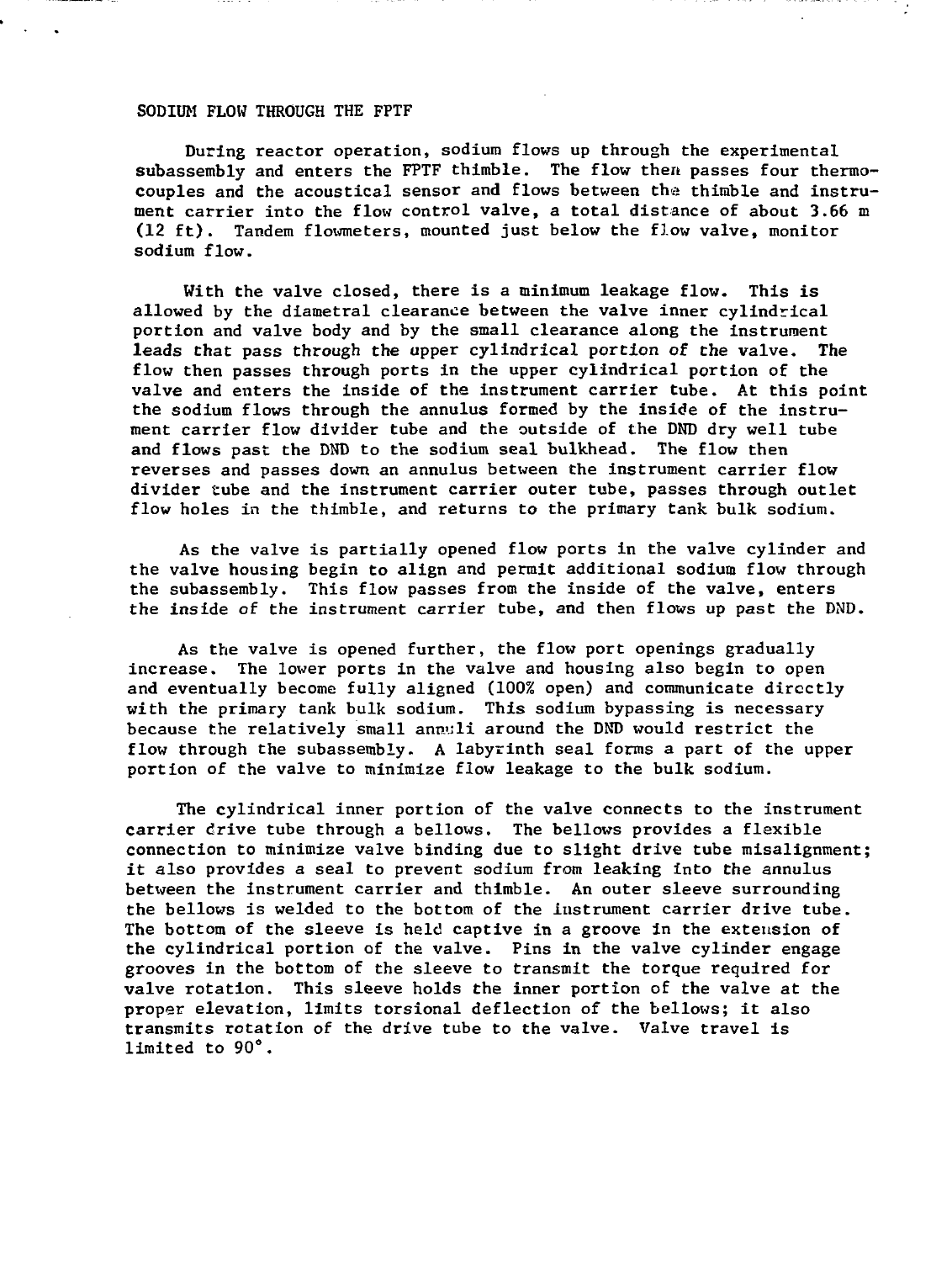## SODIUM FLOW THROUGH THE FPTF

During reactor operation, sodium flows up through the experimental subassembly and enters the FPTF thimble. The flow then passes four thermocouples and the acoustical sensor and flows between the thimble and instrument carrier into the flow control valve, a total distance of about 3.66 m (12 ft). Tandem flowmeters, mounted just below the flow valve, monitor sodium flow.

With the valve closed, there is a minimum leakage flow. This is allowed by the diametral clearance between the valve inner cylindrical portion and valve body and by the small clearance along the instrument leads that pass through the upper cylindrical portion of the valve. The flow then passes through ports in the upper cylindrical portion of the valve and enters the inside of the instrument carrier tube. At this point the sodium flows through the annulus formed by the inside of the instrument carrier flow divider tube and the outside of the DND dry well tube and flows past the DND to the sodium seal bulkhead. The flow then reverses and passes down an annulus between the instrument carrier flow divider tube and the instrument carrier outer tube, passes through outlet flow holes in the thimble, and returns to the primary tank bulk sodium.

As the valve is partially opened flow ports in the valve cylinder and the valve housing begin to align and permit additional sodium flow through the subassembly. This flow passes from the inside of the valve, enters the inside of the instrument carrier tube, and then flows up past the DND.

As the valve is opened further, the flow port openings gradually increase. The lower ports in the valve and housing also begin to open and eventually become fully aligned (100% open) and communicate directly with the primary tank bulk sodium. This sodium bypassing is necessary because the relatively small annuli around the DND would restrict the flow through the subassembly. A labyrinth seal forms a part of the upper portion of the valve to minimize flow leakage to the bulk sodium.

The cylindrical inner portion of the valve connects to the instrument carrier drive tube through a bellows. The bellows provides a flexible connection to minimize valve binding due to slight drive tube misalignment; it also provides a seal to prevent sodium from leaking into the annulus between the instrument carrier and thimble. An outer sleeve surrounding the bellows is welded to the bottom of the instrument carrier drive tube. The bottom of the sleeve is held captive in a groove in the extension of the cylindrical portion of the valve. Pins in the valve cylinder engage grooves in the bottom of the sleeve to transmit the torque required for valve rotation. This sleeve holds the inner portion of the valve at the proper elevation, limits torsional deflection of the bellows; it also transmits rotation of the drive tube to the valve. Valve travel is limited to 90°.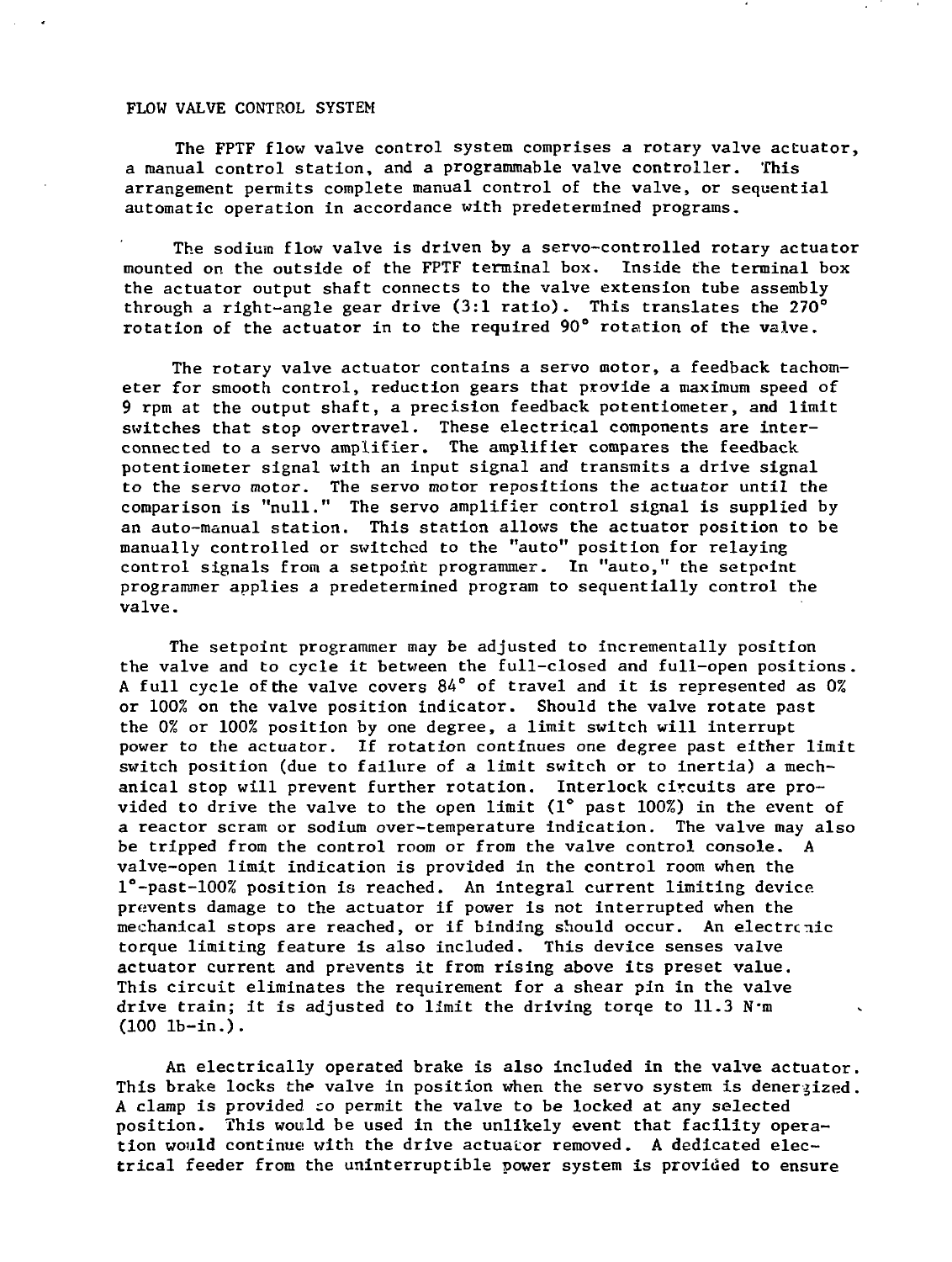## FLOW VALVE CONTROL SYSTEM

The FPTF flow valve control system comprises a rotary valve actuator, a manual control station, and a programmable valve controller. This arrangement permits complete manual control of the valve, or sequential automatic operation in accordance with predetermined programs.

The sodium flow valve is driven by a servo-controlled rotary actuator mounted on the outside of the FPTF terminal box. Inside the terminal box the actuator output shaft connects to the valve extension tube assembly through a right-angle gear drive (3:1 ratio). This translates the 270° rotation of the actuator in to the required 90° rotation of the valve.

The rotary valve actuator contains a servo motor, a feedback tachometer for smooth control, reduction gears that provide a maximum speed of 9 rpm at the output shaft, a precision feedback potentiometer, and limit switches that stop overtravel. These electrical components are interconnected to a servo amplifier. The amplifier compares the feedback potentiometer signal with an input signal and transmits a drive signal to the servo motor. The servo motor repositions the actuator until the comparison is "null." The servo amplifier control signal is supplied by an auto-manual station. This station allows the actuator position to be manually controlled or switched to the "auto" position for relaying control signals from a setpoint programmer. In "auto," the setpoint programmer applies a predetermined program to sequentially control the valve.

The setpoint programmer may be adjusted to incrementally position the valve and to cycle it between the full-closed and full-open positions. A full cycle of the valve covers 84° of travel and it is represented as 0% or 100% on the valve position indicator. Should the valve rotate past the 0% or 100% position by one degree, a limit switch will interrupt power to the actuator. If rotation continues one degree past either limit switch position (due to failure of a limit switch or to inertia) a mechanical stop will prevent further rotation. Interlock circuits are provided to drive the valve to the open limit (1° past 100%) in the event of a reactor scram or sodium over-temperature indication. The valve may also be tripped from the control room or from the valve control console. A valve-open limit indication is provided in the control room when the 1°-past-100% position is reached. An integral current limiting device prevents damage to the actuator if power is not interrupted when the mechanical stops are reached, or if binding should occur. An electronic torque limiting feature is also included. This device senses valve actuator current and prevents it from rising above its preset value. This circuit eliminates the requirement for a shear pin in the valve drive train; it is adjusted to limit the driving torqe to 11.3 N·m (100 lb-in.).

An electrically operated brake is also included in the valve actuator. This brake locks the valve in position when the servo system is denergized. A clamp is provided to permit the valve to be locked at any selected position. This would be used in the unlikely event that facility operation would continue with the drive actuator removed. A dedicated electrical feeder from the uninterruptible power system is provided to ensure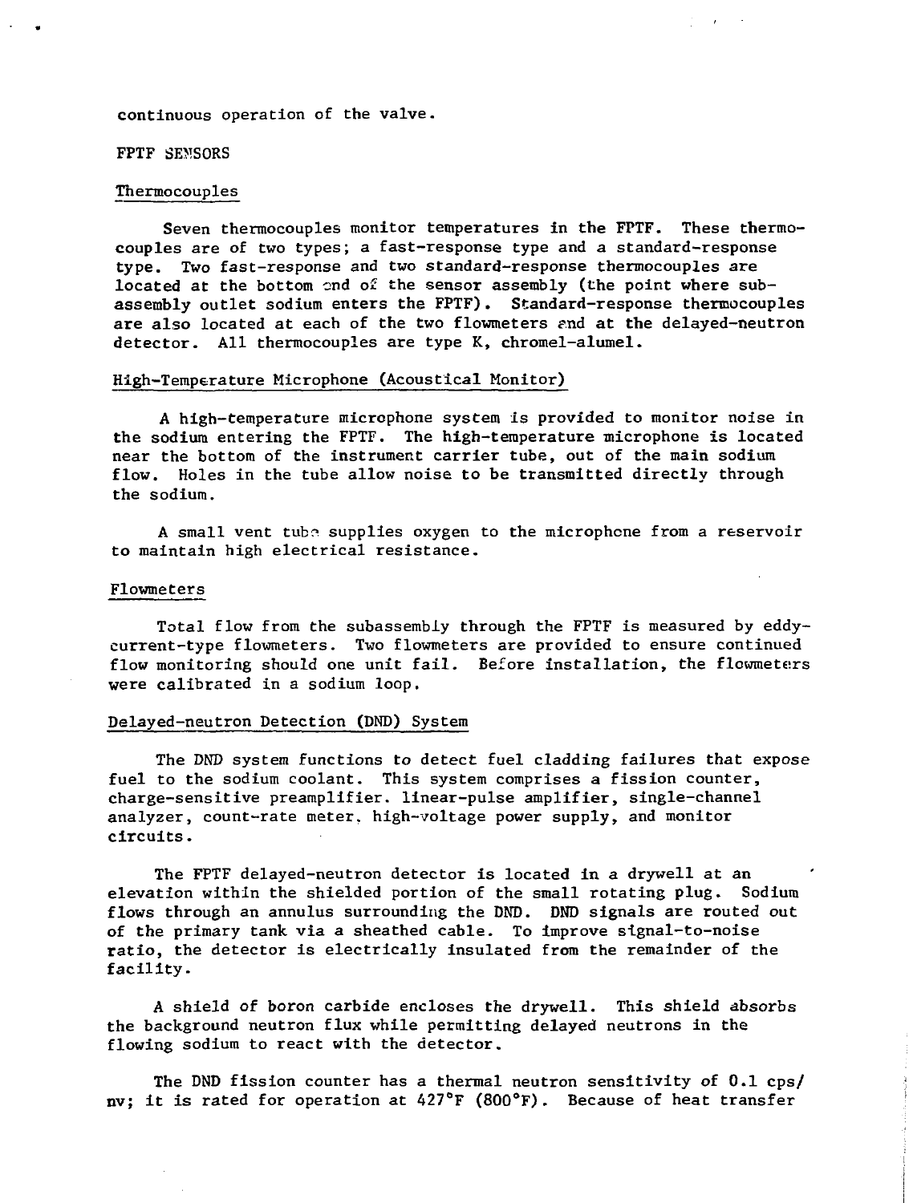continuous operation of the valve.

## FPTF SENSORS

### Thermocouples

Seven thermocouples monitor temperatures in the FPTF. These thermocouples are of two types; a fast-response type and a standard-response type. Two fast-response and two standard-response thermocouples are located at the bottom end of the sensor assembly (the point where subassembly outlet sodium enters the FPTF). Standard-response thermocouples are also located at each of the two flowmeters and at the delayed-neutron detector. All thermocouples are type K, chromel-alumel.

### High-Temperature Microphone (Acoustical Monitor)

A high-temperature microphone system is provided to monitor noise in the sodium entering the FPTF. The high-temperature microphone is located near the bottom of the instrument carrier tube, out of the main sodium flow. Holes in the tube allow noise to be transmitted directly through the sodium.

A small vent tube supplies oxygen to the microphone from a reservoir to maintain high electrical resistance.

### Flowmeters

Total flow from the subassembly through the FPTF is measured by eddy-current-type flowmeters. Two flowmeters are provided to ensure continued flow monitoring should one unit fail. Before installation, the flowmeters were calibrated in a sodium loop.

### Delayed-neutron Detection (DND) System

The DND system functions to detect fuel cladding failures that expose fuel to the sodium coolant. This system comprises a fission counter, charge-sensitive preamplifier. linear-pulse amplifier, single-channel analyzer, count-rate meter, high-voltage power supply, and monitor circuits.

The FPTF delayed-neutron detector is located in a drywell at an elevation within the shielded portion of the small rotating plug. Sodium flows through an annulus surrounding the DND. DND signals are routed out of the primary tank via a sheathed cable. To improve signal-to-noise ratio, the detector is electrically insulated from the remainder of the facility.

A shield of boron carbide encloses the drywell. This shield absorbs the background neutron flux while permitting delayed neutrons in the flowing sodium to react with the detector.

The DND fission counter has a thermal neutron sensitivity of 0.1 cps/nv; it is rated for operation at 427°F (800°F). Because of heat transfer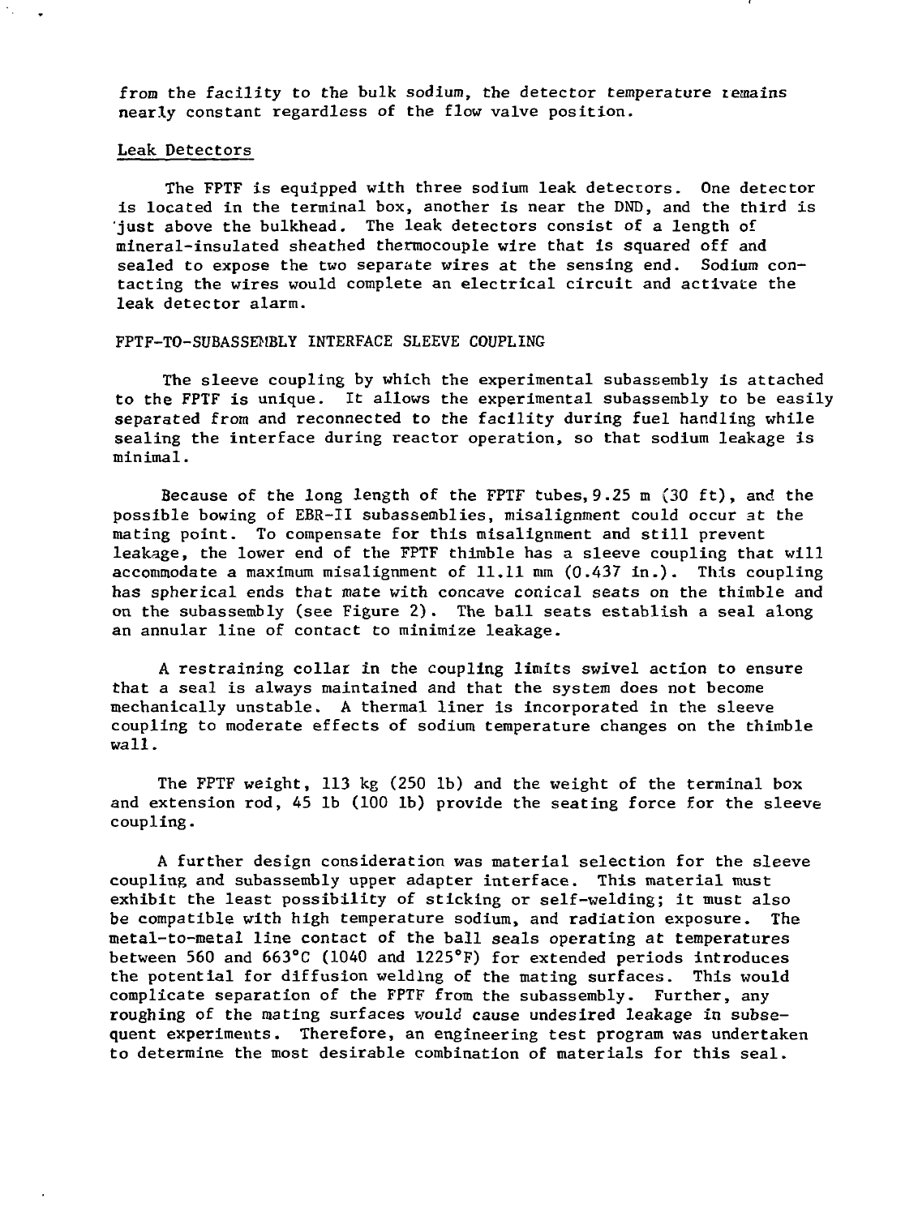from the facility to the bulk sodium, the detector temperature remains nearly constant regardless of the flow valve position.

### Leak Detectors

The FPTF is equipped with three sodium leak detectors. One detector is located in the terminal box, another is near the DND, and the third is just above the bulkhead. The leak detectors consist of a length of mineral-insulated sheathed thermocouple wire that is squared off and sealed to expose the two separate wires at the sensing end. Sodium contacting the wires would complete an electrical circuit and activate the leak detector alarm.

## FPTF-TO-SUBASSEMBLY INTERFACE SLEEVE COUPLING

The sleeve coupling by which the experimental subassembly is attached to the FPTF is unique. It allows the experimental subassembly to be easily separated from and reconnected to the facility during fuel handling while sealing the interface during reactor operation, so that sodium leakage is minimal.

Because of the long length of the FPTF tubes, 9.25 m (30 ft), and the possible bowing of EBR-II subassemblies, misalignment could occur at the mating point. To compensate for this misalignment and still prevent leakage, the lower end of the FPTF thimble has a sleeve coupling that will accommodate a maximum misalignment of 11.11 mm (0.437 in.). This coupling has spherical ends that mate with concave conical seats on the thimble and on the subassembly (see Figure 2). The ball seats establish a seal along an annular line of contact to minimize leakage.

A restraining collar in the coupling limits swivel action to ensure that a seal is always maintained and that the system does not become mechanically unstable. A thermal liner is incorporated in the sleeve coupling to moderate effects of sodium temperature changes on the thimble wall.

The FPTF weight, 113 kg (250 lb) and the weight of the terminal box and extension rod, 45 lb (100 lb) provide the seating force for the sleeve coupling.

A further design consideration was material selection for the sleeve coupling and subassembly upper adapter interface. This material must exhibit the least possibility of sticking or self-welding; it must also be compatible with high temperature sodium, and radiation exposure. The metal-to-metal line contact of the ball seals operating at temperatures between 560 and 663°C (1040 and 1225°F) for extended periods introduces the potential for diffusion welding of the mating surfaces. This would complicate separation of the FPTF from the subassembly. Further, any roughing of the mating surfaces would cause undesired leakage in subsequent experiments. Therefore, an engineering test program was undertaken to determine the most desirable combination of materials for this seal.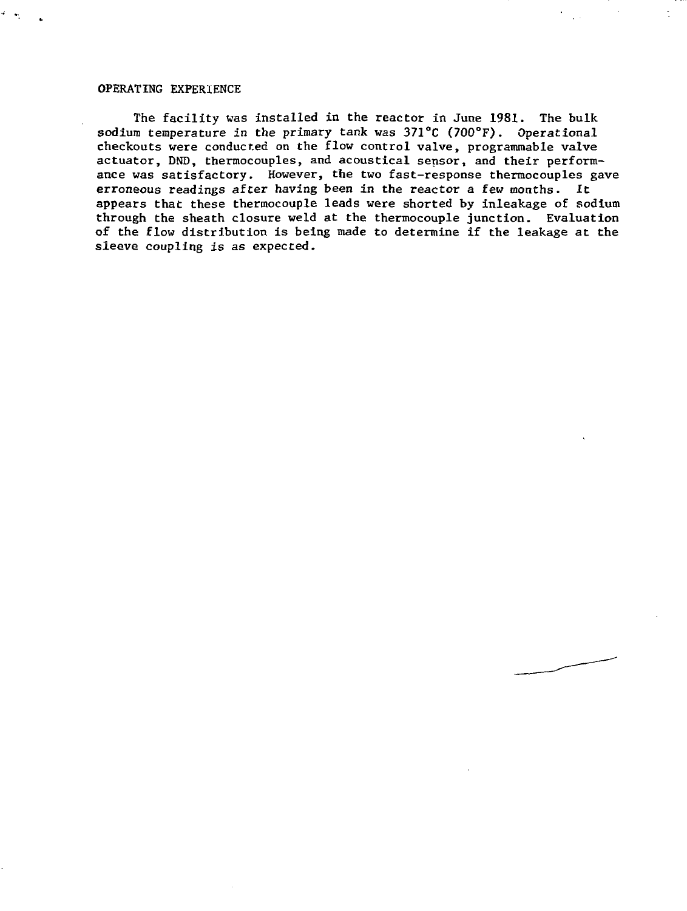## OPERATING EXPERIENCE

The facility was installed in the reactor in June 1981. The bulk sodium temperature in the primary tank was 371°C (700°F). Operational checkouts were conducted on the flow control valve, programmable valve actuator, DND, thermocouples, and acoustical sensor, and their performance was satisfactory. However, the two fast-response thermocouples gave erroneous readings after having been in the reactor a few months. It appears that these thermocouple leads were shorted by inleakage of sodium through the sheath closure weld at the thermocouple junction. Evaluation of the flow distribution is being made to determine if the leakage at the sleeve coupling is as expected.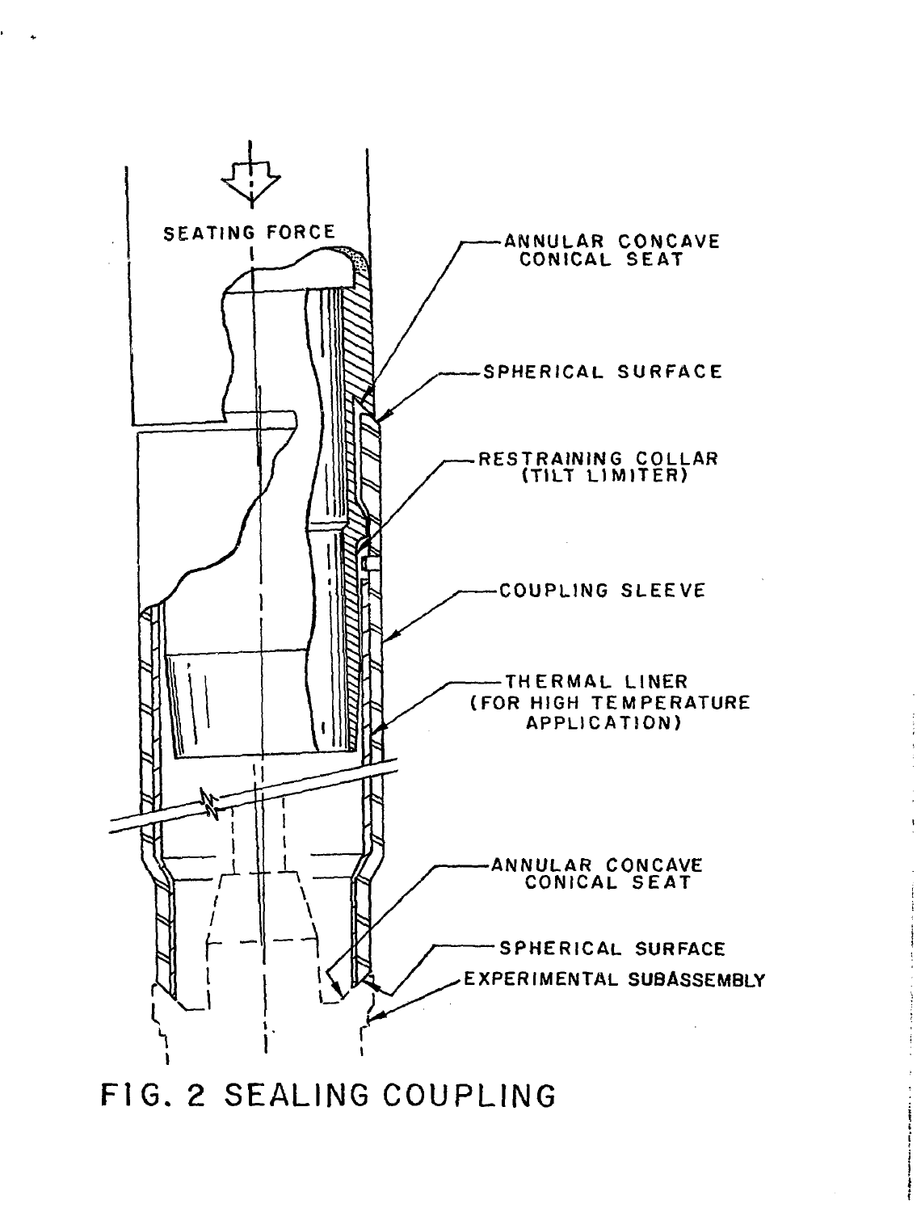SEATING FORCE

ANNULAR CONCAVE CONICAL SEAT

SPHERICAL SURFACE

RESTRAINING COLLAR (TILT LIMITER)

COUPLING SLEEVE

THERMAL LINER (FOR HIGH TEMPERATURE APPLICATION)

ANNULAR CONCAVE CONICAL SEAT

SPHERICAL SURFACE

EXPERIMENTAL SUBASSEMBLY

FIG. 2 SEALING COUPLING